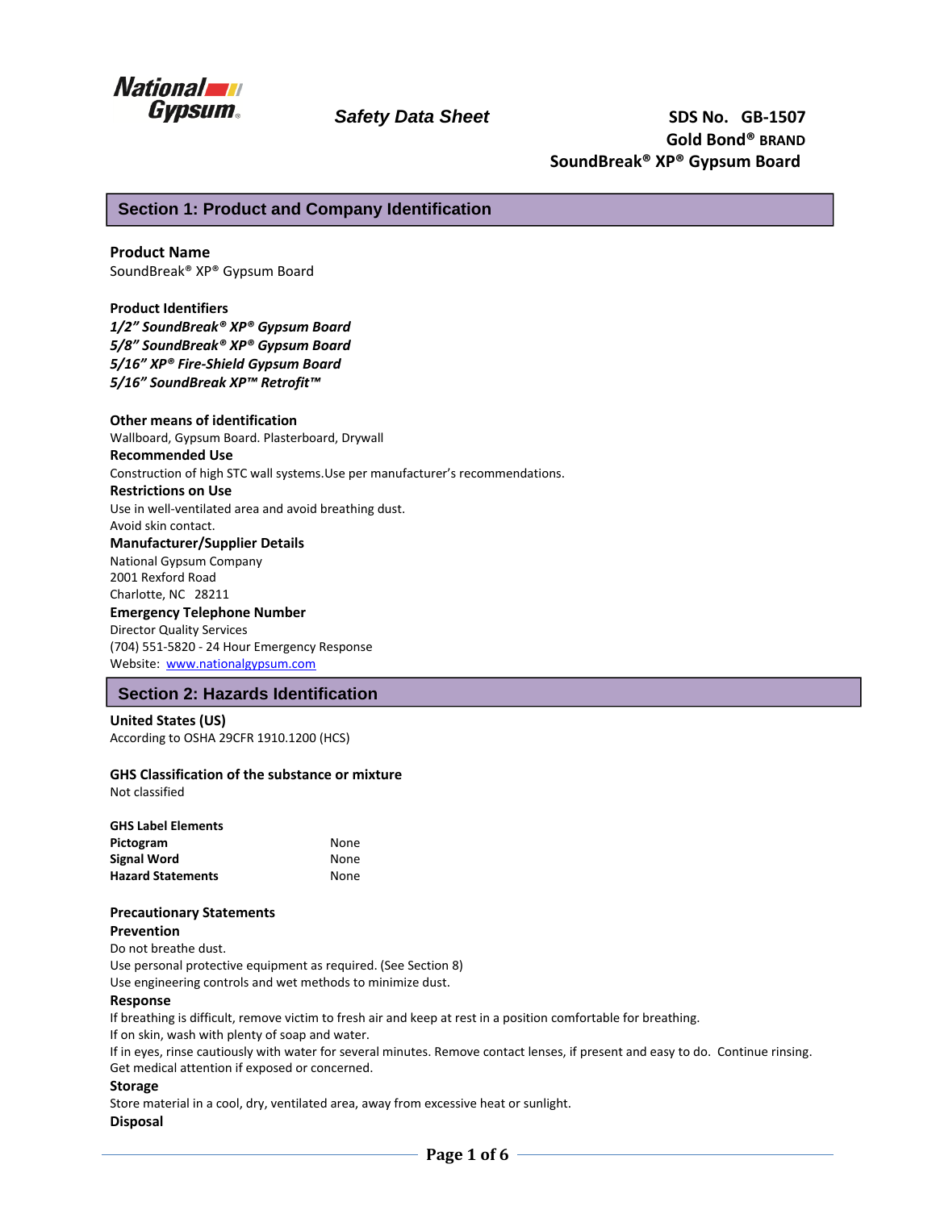National Gypsum

# Safety Data Sheet

**SDS No. GB-1507**
**Gold Bond® BRAND**
**SoundBreak® XP® Gypsum Board**

## Section 1: Product and Company Identification

**Product Name**
SoundBreak® XP® Gypsum Board

**Product Identifiers**
***1/2" SoundBreak® XP® Gypsum Board***
***5/8" SoundBreak® XP® Gypsum Board***
***5/16" XP® Fire-Shield Gypsum Board***
***5/16" SoundBreak XP™ Retrofit™***

**Other means of identification**
Wallboard, Gypsum Board. Plasterboard, Drywall

**Recommended Use**
Construction of high STC wall systems.Use per manufacturer's recommendations.

**Restrictions on Use**
Use in well-ventilated area and avoid breathing dust.
Avoid skin contact.

**Manufacturer/Supplier Details**
National Gypsum Company
2001 Rexford Road
Charlotte, NC 28211

**Emergency Telephone Number**
Director Quality Services
(704) 551-5820 - 24 Hour Emergency Response
Website: [www.nationalgypsum.com](http://www.nationalgypsum.com)

## Section 2: Hazards Identification

**United States (US)**
According to OSHA 29CFR 1910.1200 (HCS)

**GHS Classification of the substance or mixture**
Not classified

**GHS Label Elements**

| | |
|---|---|
| **Pictogram** | None |
| **Signal Word** | None |
| **Hazard Statements** | None |

**Precautionary Statements**

**Prevention**
Do not breathe dust.
Use personal protective equipment as required. (See Section 8)
Use engineering controls and wet methods to minimize dust.

**Response**
If breathing is difficult, remove victim to fresh air and keep at rest in a position comfortable for breathing.
If on skin, wash with plenty of soap and water.
If in eyes, rinse cautiously with water for several minutes. Remove contact lenses, if present and easy to do. Continue rinsing.
Get medical attention if exposed or concerned.

**Storage**
Store material in a cool, dry, ventilated area, away from excessive heat or sunlight.

**Disposal**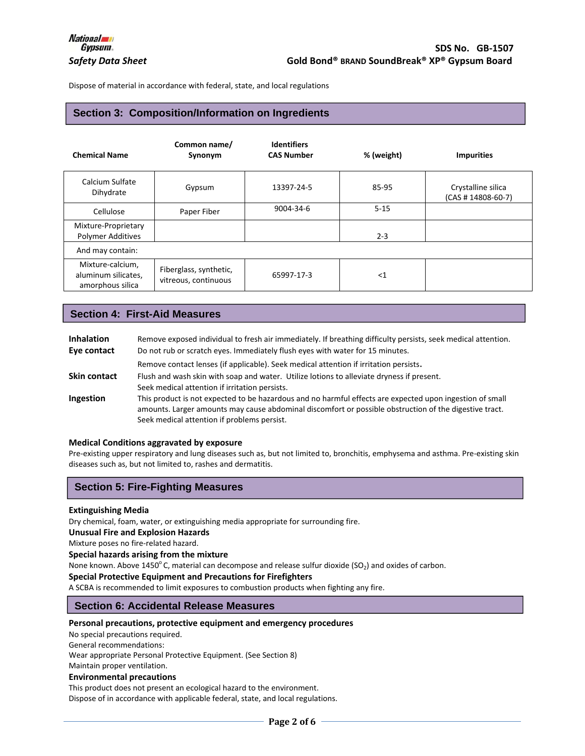Dispose of material in accordance with federal, state, and local regulations

## Section 3: Composition/Information on Ingredients

| Chemical Name | Common name/ Synonym | Identifiers CAS Number | % (weight) | Impurities |
|---|---|---|---|---|
| Calcium Sulfate Dihydrate | Gypsum | 13397-24-5 | 85-95 | Crystalline silica (CAS # 14808-60-7) |
| Cellulose | Paper Fiber | 9004-34-6 | 5-15 | |
| Mixture-Proprietary Polymer Additives | | | 2-3 | |
| And may contain: | | | | |
| Mixture-calcium, aluminum silicates, amorphous silica | Fiberglass, synthetic, vitreous, continuous | 65997-17-3 | <1 | |

## Section 4: First-Aid Measures

**Inhalation** Remove exposed individual to fresh air immediately. If breathing difficulty persists, seek medical attention.

**Eye contact** Do not rub or scratch eyes. Immediately flush eyes with water for 15 minutes.
Remove contact lenses (if applicable). Seek medical attention if irritation persists.

**Skin contact** Flush and wash skin with soap and water. Utilize lotions to alleviate dryness if present.
Seek medical attention if irritation persists.

**Ingestion** This product is not expected to be hazardous and no harmful effects are expected upon ingestion of small amounts. Larger amounts may cause abdominal discomfort or possible obstruction of the digestive tract. Seek medical attention if problems persist.

**Medical Conditions aggravated by exposure**

Pre-existing upper respiratory and lung diseases such as, but not limited to, bronchitis, emphysema and asthma. Pre-existing skin diseases such as, but not limited to, rashes and dermatitis.

## Section 5: Fire-Fighting Measures

**Extinguishing Media**

Dry chemical, foam, water, or extinguishing media appropriate for surrounding fire.

**Unusual Fire and Explosion Hazards**

Mixture poses no fire-related hazard.

**Special hazards arising from the mixture**

None known. Above 1450°C, material can decompose and release sulfur dioxide ($SO_2$) and oxides of carbon.

**Special Protective Equipment and Precautions for Firefighters**

A SCBA is recommended to limit exposures to combustion products when fighting any fire.

## Section 6: Accidental Release Measures

**Personal precautions, protective equipment and emergency procedures**

No special precautions required.

General recommendations:

Wear appropriate Personal Protective Equipment. (See Section 8)

Maintain proper ventilation.

**Environmental precautions**

This product does not present an ecological hazard to the environment.

Dispose of in accordance with applicable federal, state, and local regulations.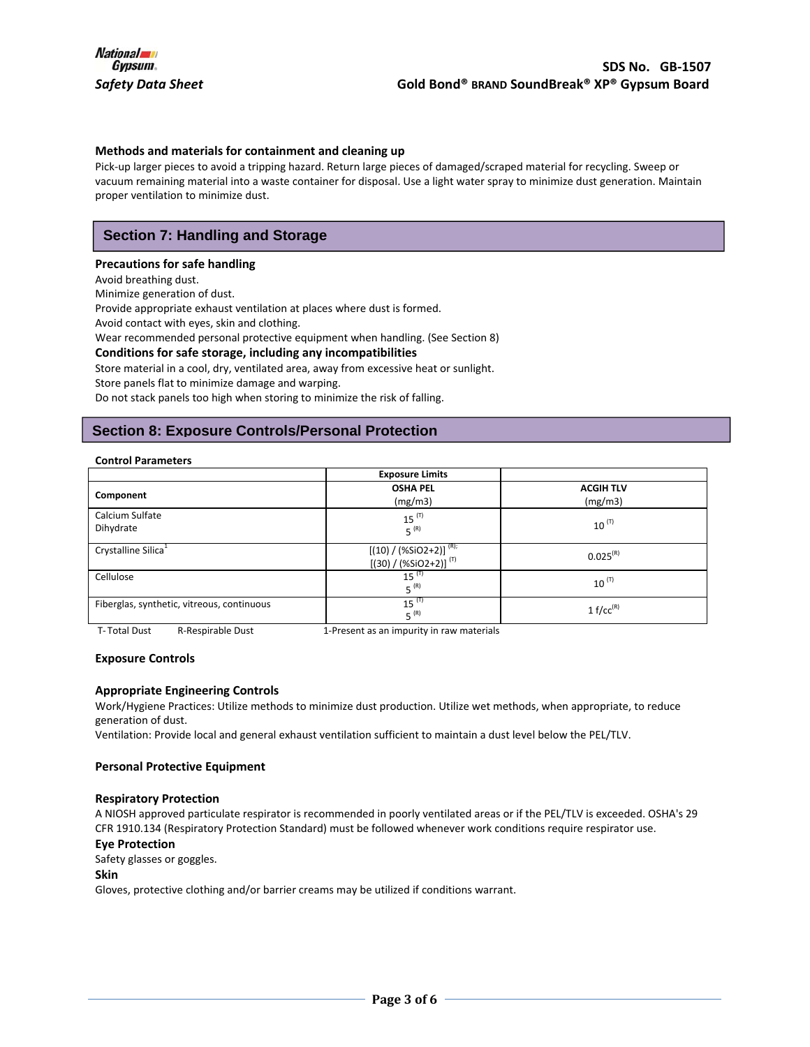### Methods and materials for containment and cleaning up

Pick-up larger pieces to avoid a tripping hazard. Return large pieces of damaged/scraped material for recycling. Sweep or vacuum remaining material into a waste container for disposal. Use a light water spray to minimize dust generation. Maintain proper ventilation to minimize dust.

## Section 7: Handling and Storage

### Precautions for safe handling

Avoid breathing dust.
Minimize generation of dust.
Provide appropriate exhaust ventilation at places where dust is formed.
Avoid contact with eyes, skin and clothing.
Wear recommended personal protective equipment when handling. (See Section 8)

### Conditions for safe storage, including any incompatibilities

Store material in a cool, dry, ventilated area, away from excessive heat or sunlight.
Store panels flat to minimize damage and warping.
Do not stack panels too high when storing to minimize the risk of falling.

## Section 8: Exposure Controls/Personal Protection

**Control Parameters**

| Component | Exposure Limits<br>OSHA PEL (mg/m3) | ACGIH TLV (mg/m3) |
|---|---|---|
| Calcium Sulfate Dihydrate | 15 (T)<br>5 (R) | 10 (T) |
| Crystalline Silica[1] | [(10) / (%SiO2+2)] (R);<br>[(30) / (%SiO2+2)] (T) | 0.025 (R) |
| Cellulose | 15 (T)<br>5 (R) | 10 (T) |
| Fiberglas, synthetic, vitreous, continuous | 15 (T)<br>5 (R) | 1 f/cc (R) |

T- Total Dust   R-Respirable Dust   1-Present as an impurity in raw materials

### Exposure Controls

### Appropriate Engineering Controls

Work/Hygiene Practices: Utilize methods to minimize dust production. Utilize wet methods, when appropriate, to reduce generation of dust.
Ventilation: Provide local and general exhaust ventilation sufficient to maintain a dust level below the PEL/TLV.

### Personal Protective Equipment

### Respiratory Protection

A NIOSH approved particulate respirator is recommended in poorly ventilated areas or if the PEL/TLV is exceeded. OSHA's 29 CFR 1910.134 (Respiratory Protection Standard) must be followed whenever work conditions require respirator use.

### Eye Protection

Safety glasses or goggles.

### Skin

Gloves, protective clothing and/or barrier creams may be utilized if conditions warrant.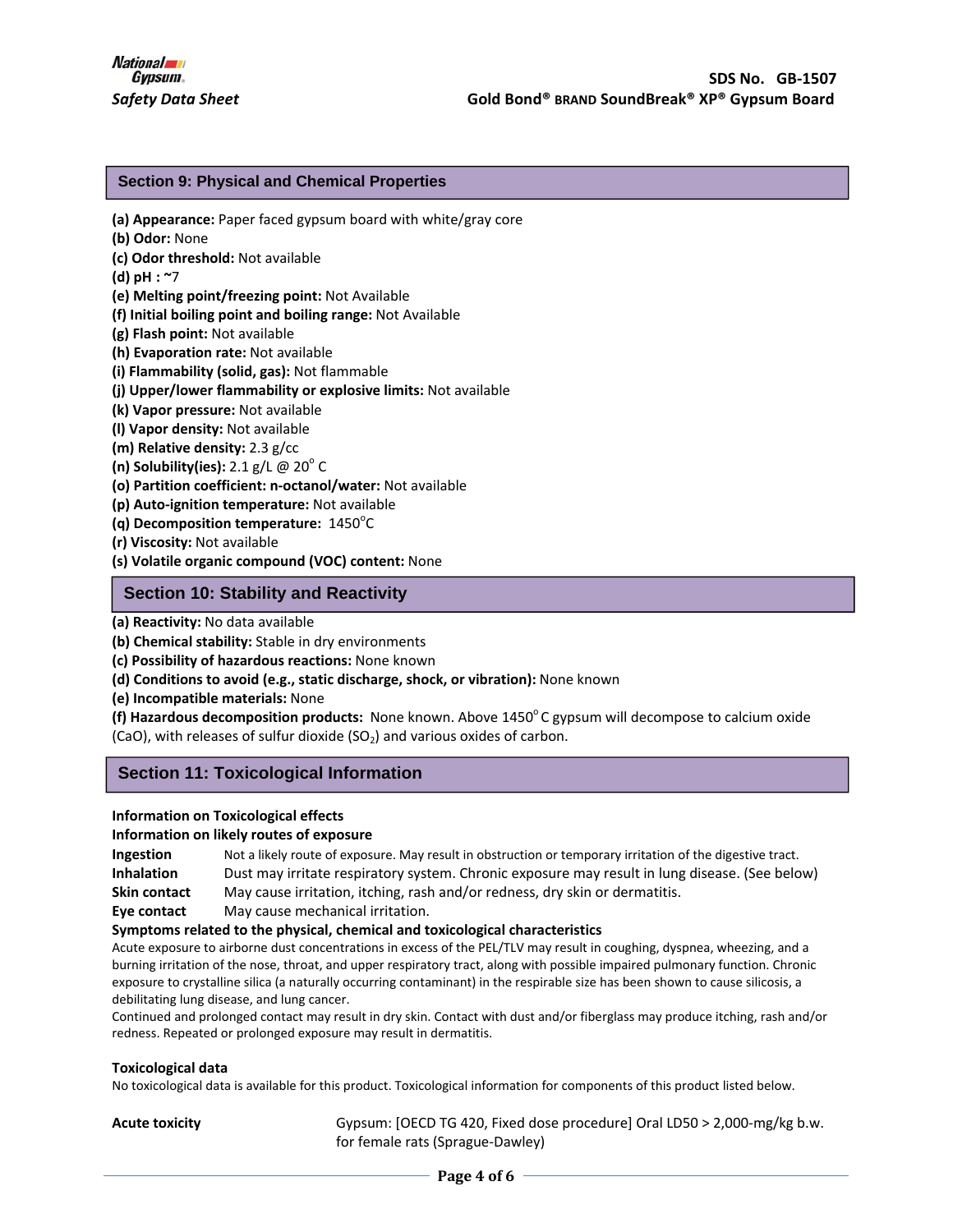## Section 9: Physical and Chemical Properties

**(a) Appearance:** Paper faced gypsum board with white/gray core
**(b) Odor:** None
**(c) Odor threshold:** Not available
**(d) pH :** ~7
**(e) Melting point/freezing point:** Not Available
**(f) Initial boiling point and boiling range:** Not Available
**(g) Flash point:** Not available
**(h) Evaporation rate:** Not available
**(i) Flammability (solid, gas):** Not flammable
**(j) Upper/lower flammability or explosive limits:** Not available
**(k) Vapor pressure:** Not available
**(l) Vapor density:** Not available
**(m) Relative density:** 2.3 g/cc
**(n) Solubility(ies):** 2.1 g/L @ 20$^{o}$ C
**(o) Partition coefficient: n-octanol/water:** Not available
**(p) Auto-ignition temperature:** Not available
**(q) Decomposition temperature:** 1450$^{o}$C
**(r) Viscosity:** Not available
**(s) Volatile organic compound (VOC) content:** None

## Section 10: Stability and Reactivity

**(a) Reactivity:** No data available
**(b) Chemical stability:** Stable in dry environments
**(c) Possibility of hazardous reactions:** None known
**(d) Conditions to avoid (e.g., static discharge, shock, or vibration):** None known
**(e) Incompatible materials:** None
**(f) Hazardous decomposition products:** None known. Above 1450$^{o}$ C gypsum will decompose to calcium oxide (CaO), with releases of sulfur dioxide ($SO_2$) and various oxides of carbon.

## Section 11: Toxicological Information

**Information on Toxicological effects**

**Information on likely routes of exposure**

**Ingestion** Not a likely route of exposure. May result in obstruction or temporary irritation of the digestive tract.
**Inhalation** Dust may irritate respiratory system. Chronic exposure may result in lung disease. (See below)
**Skin contact** May cause irritation, itching, rash and/or redness, dry skin or dermatitis.
**Eye contact** May cause mechanical irritation.

**Symptoms related to the physical, chemical and toxicological characteristics**

Acute exposure to airborne dust concentrations in excess of the PEL/TLV may result in coughing, dyspnea, wheezing, and a burning irritation of the nose, throat, and upper respiratory tract, along with possible impaired pulmonary function. Chronic exposure to crystalline silica (a naturally occurring contaminant) in the respirable size has been shown to cause silicosis, a debilitating lung disease, and lung cancer.

Continued and prolonged contact may result in dry skin. Contact with dust and/or fiberglass may produce itching, rash and/or redness. Repeated or prolonged exposure may result in dermatitis.

**Toxicological data**

No toxicological data is available for this product. Toxicological information for components of this product listed below.

**Acute toxicity** Gypsum: [OECD TG 420, Fixed dose procedure] Oral LD50 > 2,000-mg/kg b.w. for female rats (Sprague-Dawley)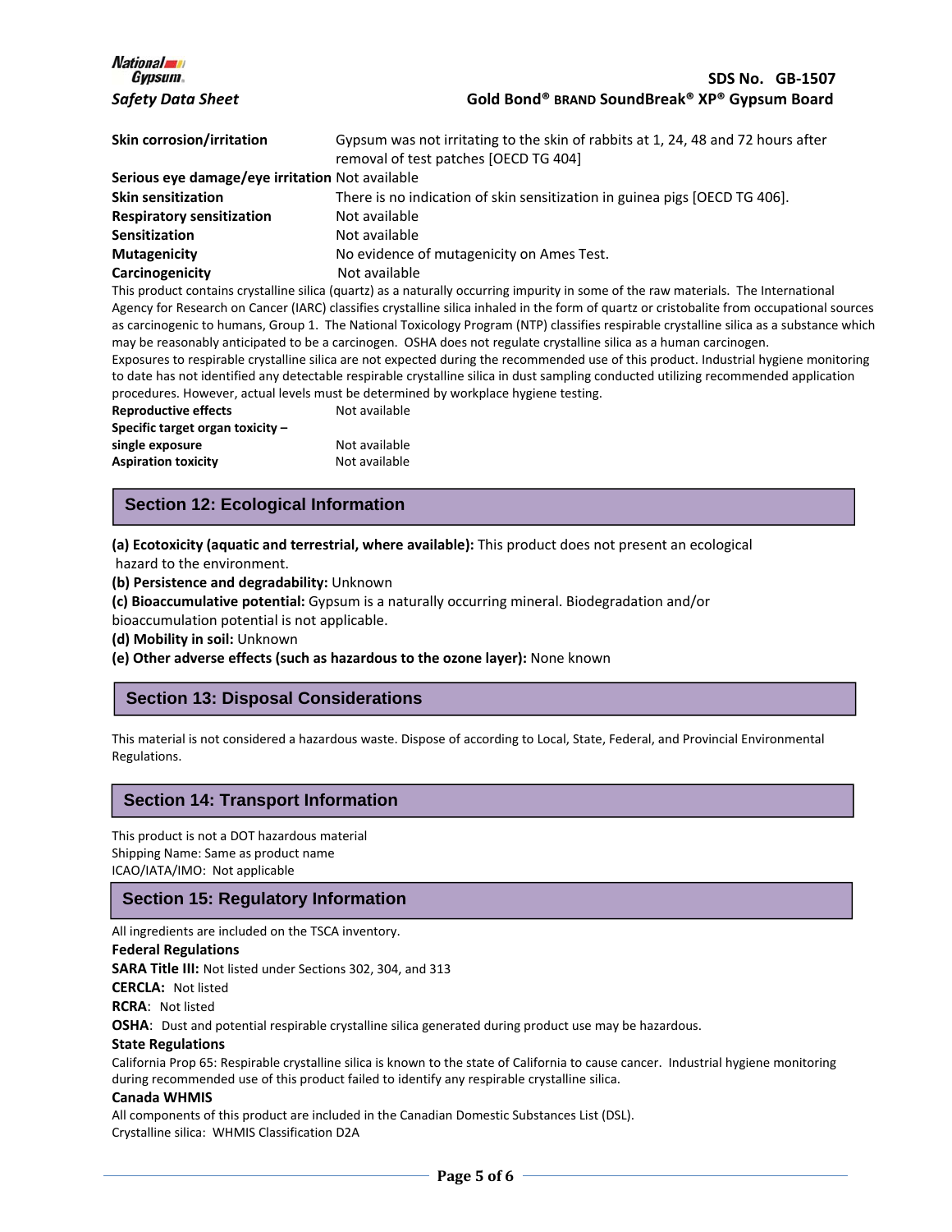**Skin corrosion/irritation** Gypsum was not irritating to the skin of rabbits at 1, 24, 48 and 72 hours after removal of test patches [OECD TG 404]

**Serious eye damage/eye irritation** Not available

**Skin sensitization** There is no indication of skin sensitization in guinea pigs [OECD TG 406].

**Respiratory sensitization** Not available

**Sensitization** Not available

**Mutagenicity** No evidence of mutagenicity on Ames Test.

**Carcinogenicity** Not available

This product contains crystalline silica (quartz) as a naturally occurring impurity in some of the raw materials. The International Agency for Research on Cancer (IARC) classifies crystalline silica inhaled in the form of quartz or cristobalite from occupational sources as carcinogenic to humans, Group 1. The National Toxicology Program (NTP) classifies respirable crystalline silica as a substance which may be reasonably anticipated to be a carcinogen. OSHA does not regulate crystalline silica as a human carcinogen.

Exposures to respirable crystalline silica are not expected during the recommended use of this product. Industrial hygiene monitoring to date has not identified any detectable respirable crystalline silica in dust sampling conducted utilizing recommended application procedures. However, actual levels must be determined by workplace hygiene testing.

**Reproductive effects** Not available

**Specific target organ toxicity – single exposure** Not available

**Aspiration toxicity** Not available

## Section 12: Ecological Information

**(a) Ecotoxicity (aquatic and terrestrial, where available):** This product does not present an ecological hazard to the environment.

**(b) Persistence and degradability:** Unknown

**(c) Bioaccumulative potential:** Gypsum is a naturally occurring mineral. Biodegradation and/or bioaccumulation potential is not applicable.

**(d) Mobility in soil:** Unknown

**(e) Other adverse effects (such as hazardous to the ozone layer):** None known

## Section 13: Disposal Considerations

This material is not considered a hazardous waste. Dispose of according to Local, State, Federal, and Provincial Environmental Regulations.

## Section 14: Transport Information

This product is not a DOT hazardous material

Shipping Name: Same as product name

ICAO/IATA/IMO: Not applicable

## Section 15: Regulatory Information

All ingredients are included on the TSCA inventory.

**Federal Regulations**

**SARA Title III:** Not listed under Sections 302, 304, and 313

**CERCLA:** Not listed

**RCRA**: Not listed

**OSHA**: Dust and potential respirable crystalline silica generated during product use may be hazardous.

**State Regulations**

California Prop 65: Respirable crystalline silica is known to the state of California to cause cancer. Industrial hygiene monitoring during recommended use of this product failed to identify any respirable crystalline silica.

**Canada WHMIS**

All components of this product are included in the Canadian Domestic Substances List (DSL).

Crystalline silica: WHMIS Classification D2A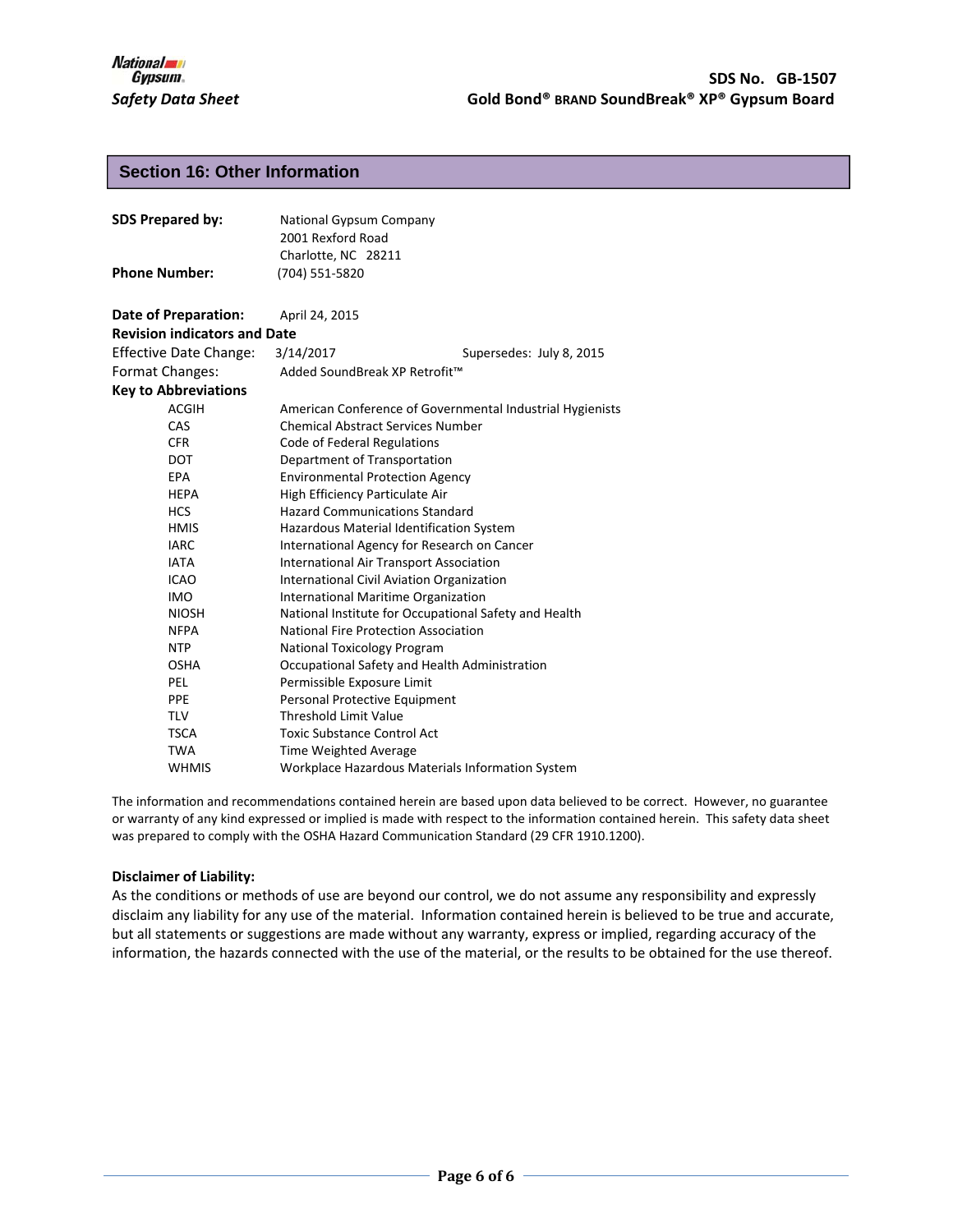## Section 16: Other Information

**SDS Prepared by:** National Gypsum Company
2001 Rexford Road
Charlotte, NC 28211

**Phone Number:** (704) 551-5820

**Date of Preparation:** April 24, 2015

**Revision indicators and Date**

Effective Date Change: 3/14/2017 Supersedes: July 8, 2015

Format Changes: Added SoundBreak XP Retrofit™

**Key to Abbreviations**

| | |
|---|---|
| ACGIH | American Conference of Governmental Industrial Hygienists |
| CAS | Chemical Abstract Services Number |
| CFR | Code of Federal Regulations |
| DOT | Department of Transportation |
| EPA | Environmental Protection Agency |
| HEPA | High Efficiency Particulate Air |
| HCS | Hazard Communications Standard |
| HMIS | Hazardous Material Identification System |
| IARC | International Agency for Research on Cancer |
| IATA | International Air Transport Association |
| ICAO | International Civil Aviation Organization |
| IMO | International Maritime Organization |
| NIOSH | National Institute for Occupational Safety and Health |
| NFPA | National Fire Protection Association |
| NTP | National Toxicology Program |
| OSHA | Occupational Safety and Health Administration |
| PEL | Permissible Exposure Limit |
| PPE | Personal Protective Equipment |
| TLV | Threshold Limit Value |
| TSCA | Toxic Substance Control Act |
| TWA | Time Weighted Average |
| WHMIS | Workplace Hazardous Materials Information System |

The information and recommendations contained herein are based upon data believed to be correct. However, no guarantee or warranty of any kind expressed or implied is made with respect to the information contained herein. This safety data sheet was prepared to comply with the OSHA Hazard Communication Standard (29 CFR 1910.1200).

**Disclaimer of Liability:**

As the conditions or methods of use are beyond our control, we do not assume any responsibility and expressly disclaim any liability for any use of the material. Information contained herein is believed to be true and accurate, but all statements or suggestions are made without any warranty, express or implied, regarding accuracy of the information, the hazards connected with the use of the material, or the results to be obtained for the use thereof.